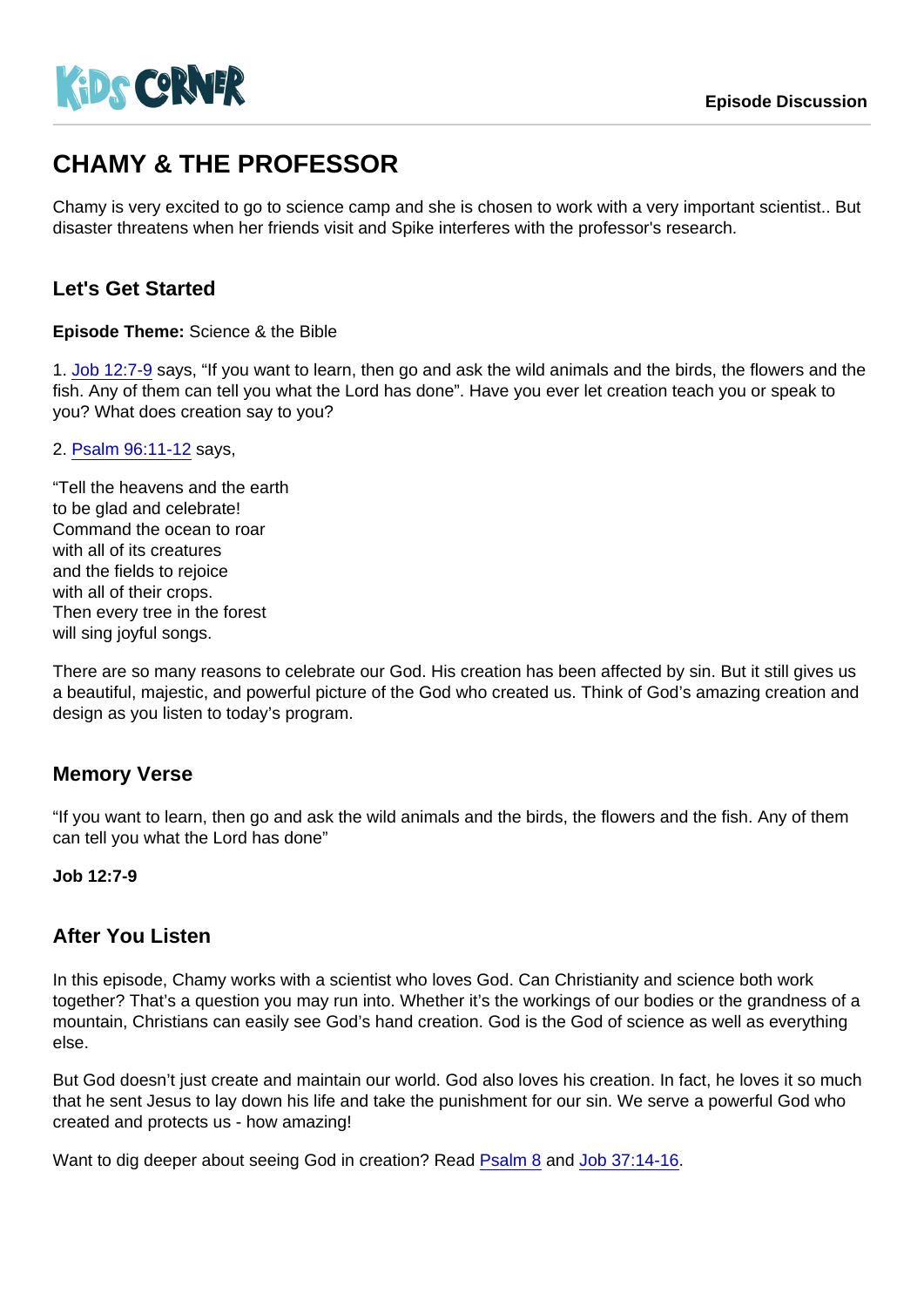Kids Corner

Episode Discussion

# CHAMY & THE PROFESSOR

Chamy is very excited to go to science camp and she is chosen to work with a very important scientist.. But disaster threatens when her friends visit and Spike interferes with the professor's research.

## Let's Get Started

**Episode Theme:** Science & the Bible

1. Job 12:7-9 says, "If you want to learn, then go and ask the wild animals and the birds, the flowers and the fish. Any of them can tell you what the Lord has done". Have you ever let creation teach you or speak to you? What does creation say to you?

2. Psalm 96:11-12 says,

"Tell the heavens and the earth
to be glad and celebrate!
Command the ocean to roar
with all of its creatures
and the fields to rejoice
with all of their crops.
Then every tree in the forest
will sing joyful songs.

There are so many reasons to celebrate our God. His creation has been affected by sin. But it still gives us a beautiful, majestic, and powerful picture of the God who created us. Think of God's amazing creation and design as you listen to today's program.

## Memory Verse

"If you want to learn, then go and ask the wild animals and the birds, the flowers and the fish. Any of them can tell you what the Lord has done"

**Job 12:7-9**

## After You Listen

In this episode, Chamy works with a scientist who loves God. Can Christianity and science both work together? That's a question you may run into. Whether it's the workings of our bodies or the grandness of a mountain, Christians can easily see God's hand creation. God is the God of science as well as everything else.

But God doesn't just create and maintain our world. God also loves his creation. In fact, he loves it so much that he sent Jesus to lay down his life and take the punishment for our sin. We serve a powerful God who created and protects us - how amazing!

Want to dig deeper about seeing God in creation? Read Psalm 8 and Job 37:14-16.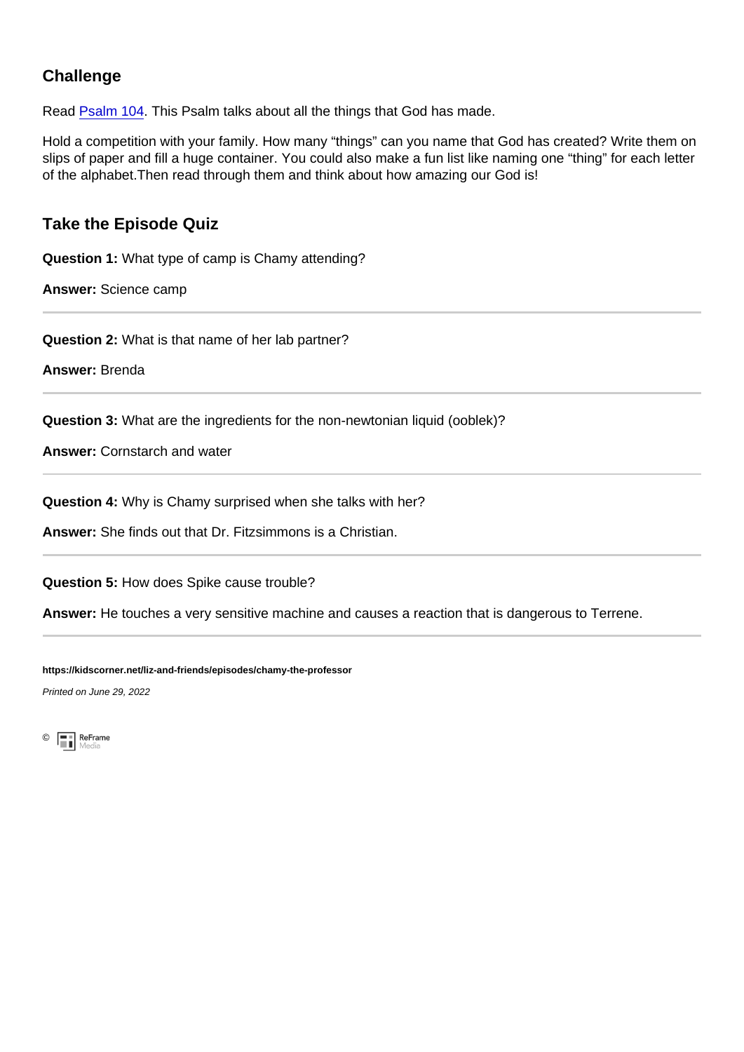## Challenge

Read Psalm 104. This Psalm talks about all the things that God has made.

Hold a competition with your family. How many "things" can you name that God has created? Write them on slips of paper and fill a huge container. You could also make a fun list like naming one "thing" for each letter of the alphabet.Then read through them and think about how amazing our God is!

## Take the Episode Quiz

**Question 1:** What type of camp is Chamy attending?

**Answer:** Science camp

---

**Question 2:** What is that name of her lab partner?

**Answer:** Brenda

---

**Question 3:** What are the ingredients for the non-newtonian liquid (ooblek)?

**Answer:** Cornstarch and water

---

**Question 4:** Why is Chamy surprised when she talks with her?

**Answer:** She finds out that Dr. Fitzsimmons is a Christian.

---

**Question 5:** How does Spike cause trouble?

**Answer:** He touches a very sensitive machine and causes a reaction that is dangerous to Terrene.

---

https://kidscorner.net/liz-and-friends/episodes/chamy-the-professor

Printed on June 29, 2022

© ReFrame Media